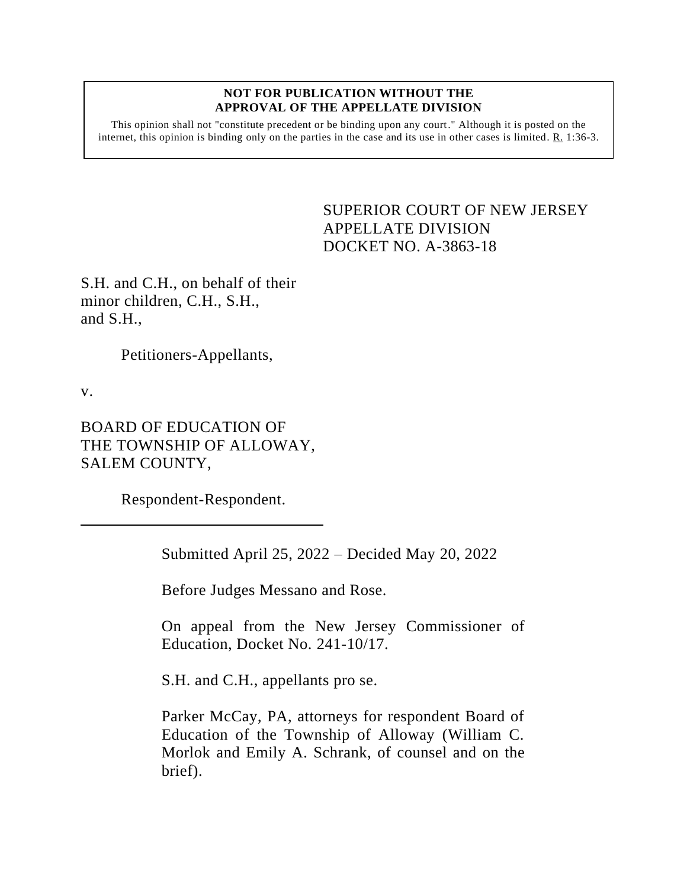**NOT FOR PUBLICATION WITHOUT THE APPROVAL OF THE APPELLATE DIVISION**

This opinion shall not "constitute precedent or be binding upon any court." Although it is posted on the internet, this opinion is binding only on the parties in the case and its use in other cases is limited. R. 1:36-3.

SUPERIOR COURT OF NEW JERSEY
APPELLATE DIVISION
DOCKET NO. A-3863-18

S.H. and C.H., on behalf of their minor children, C.H., S.H., and S.H.,

Petitioners-Appellants,

v.

BOARD OF EDUCATION OF THE TOWNSHIP OF ALLOWAY, SALEM COUNTY,

Respondent-Respondent.

---

Submitted April 25, 2022 – Decided May 20, 2022

Before Judges Messano and Rose.

On appeal from the New Jersey Commissioner of Education, Docket No. 241-10/17.

S.H. and C.H., appellants pro se.

Parker McCay, PA, attorneys for respondent Board of Education of the Township of Alloway (William C. Morlok and Emily A. Schrank, of counsel and on the brief).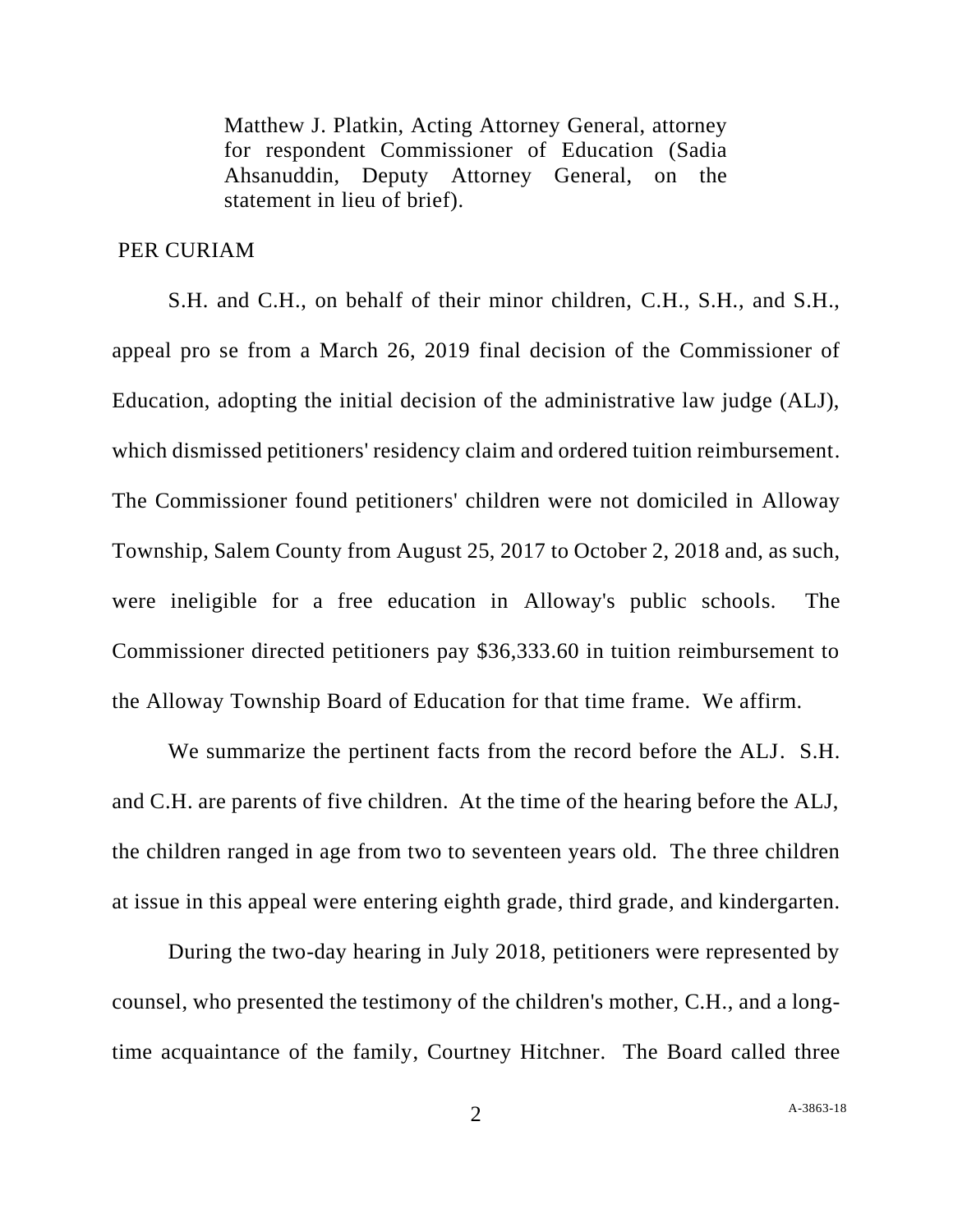Matthew J. Platkin, Acting Attorney General, attorney for respondent Commissioner of Education (Sadia Ahsanuddin, Deputy Attorney General, on the statement in lieu of brief).

PER CURIAM

S.H. and C.H., on behalf of their minor children, C.H., S.H., and S.H., appeal pro se from a March 26, 2019 final decision of the Commissioner of Education, adopting the initial decision of the administrative law judge (ALJ), which dismissed petitioners' residency claim and ordered tuition reimbursement. The Commissioner found petitioners' children were not domiciled in Alloway Township, Salem County from August 25, 2017 to October 2, 2018 and, as such, were ineligible for a free education in Alloway's public schools. The Commissioner directed petitioners pay $36,333.60 in tuition reimbursement to the Alloway Township Board of Education for that time frame. We affirm.

We summarize the pertinent facts from the record before the ALJ. S.H. and C.H. are parents of five children. At the time of the hearing before the ALJ, the children ranged in age from two to seventeen years old. The three children at issue in this appeal were entering eighth grade, third grade, and kindergarten.

During the two-day hearing in July 2018, petitioners were represented by counsel, who presented the testimony of the children's mother, C.H., and a long-time acquaintance of the family, Courtney Hitchner. The Board called three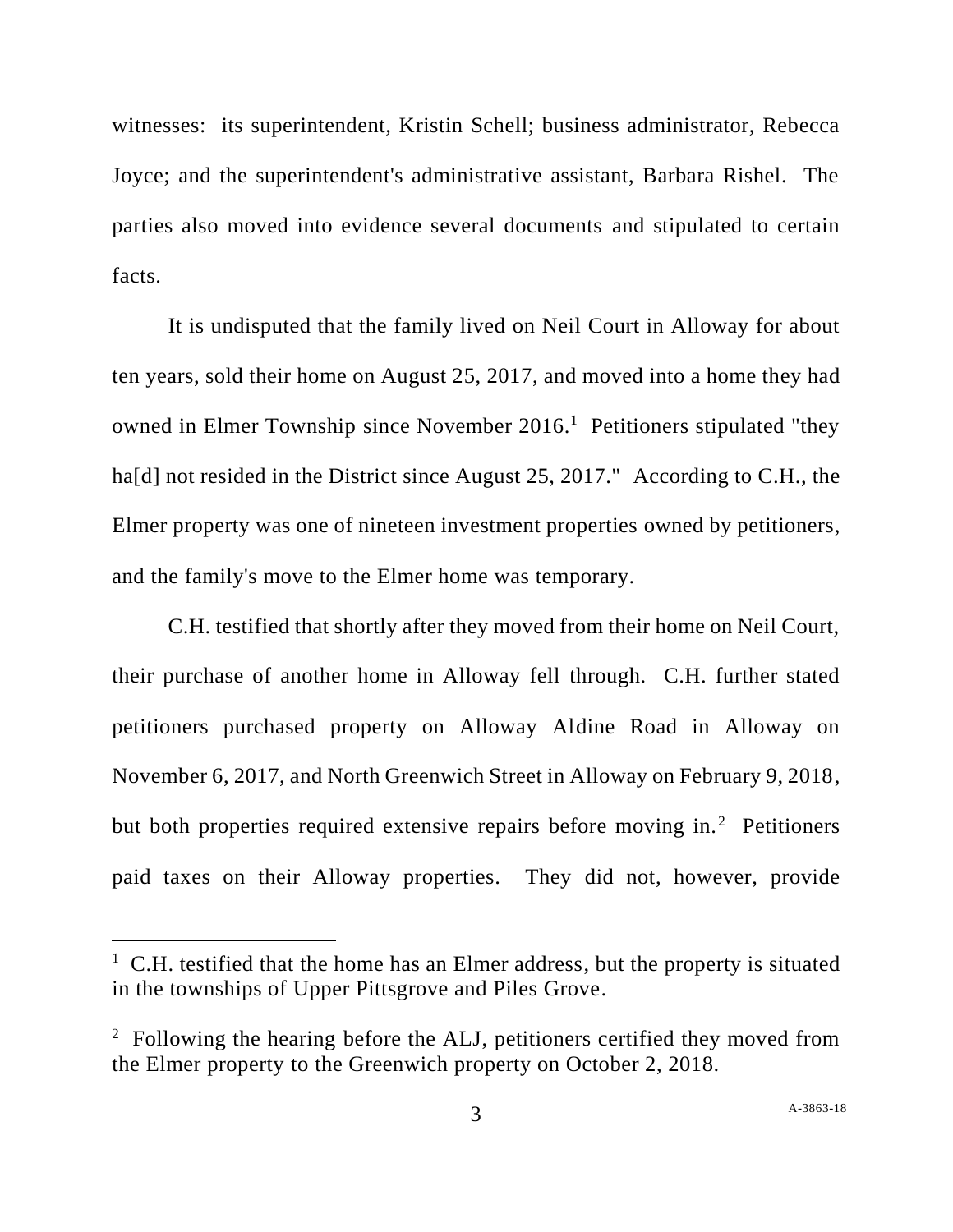witnesses: its superintendent, Kristin Schell; business administrator, Rebecca Joyce; and the superintendent's administrative assistant, Barbara Rishel. The parties also moved into evidence several documents and stipulated to certain facts.

It is undisputed that the family lived on Neil Court in Alloway for about ten years, sold their home on August 25, 2017, and moved into a home they had owned in Elmer Township since November 2016.[1] Petitioners stipulated "they ha[d] not resided in the District since August 25, 2017." According to C.H., the Elmer property was one of nineteen investment properties owned by petitioners, and the family's move to the Elmer home was temporary.

C.H. testified that shortly after they moved from their home on Neil Court, their purchase of another home in Alloway fell through. C.H. further stated petitioners purchased property on Alloway Aldine Road in Alloway on November 6, 2017, and North Greenwich Street in Alloway on February 9, 2018, but both properties required extensive repairs before moving in.[2] Petitioners paid taxes on their Alloway properties. They did not, however, provide

---

[1] C.H. testified that the home has an Elmer address, but the property is situated in the townships of Upper Pittsgrove and Piles Grove.

[2] Following the hearing before the ALJ, petitioners certified they moved from the Elmer property to the Greenwich property on October 2, 2018.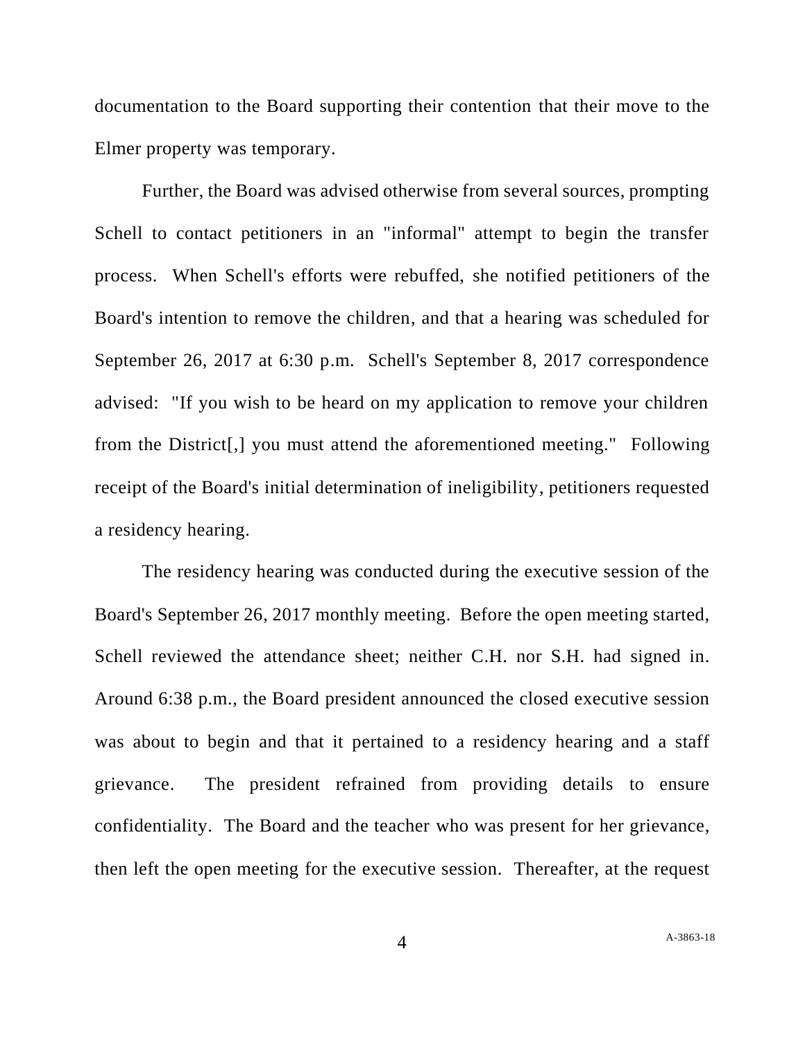documentation to the Board supporting their contention that their move to the Elmer property was temporary.

Further, the Board was advised otherwise from several sources, prompting Schell to contact petitioners in an "informal" attempt to begin the transfer process. When Schell's efforts were rebuffed, she notified petitioners of the Board's intention to remove the children, and that a hearing was scheduled for September 26, 2017 at 6:30 p.m. Schell's September 8, 2017 correspondence advised: "If you wish to be heard on my application to remove your children from the District[,] you must attend the aforementioned meeting." Following receipt of the Board's initial determination of ineligibility, petitioners requested a residency hearing.

The residency hearing was conducted during the executive session of the Board's September 26, 2017 monthly meeting. Before the open meeting started, Schell reviewed the attendance sheet; neither C.H. nor S.H. had signed in. Around 6:38 p.m., the Board president announced the closed executive session was about to begin and that it pertained to a residency hearing and a staff grievance. The president refrained from providing details to ensure confidentiality. The Board and the teacher who was present for her grievance, then left the open meeting for the executive session. Thereafter, at the request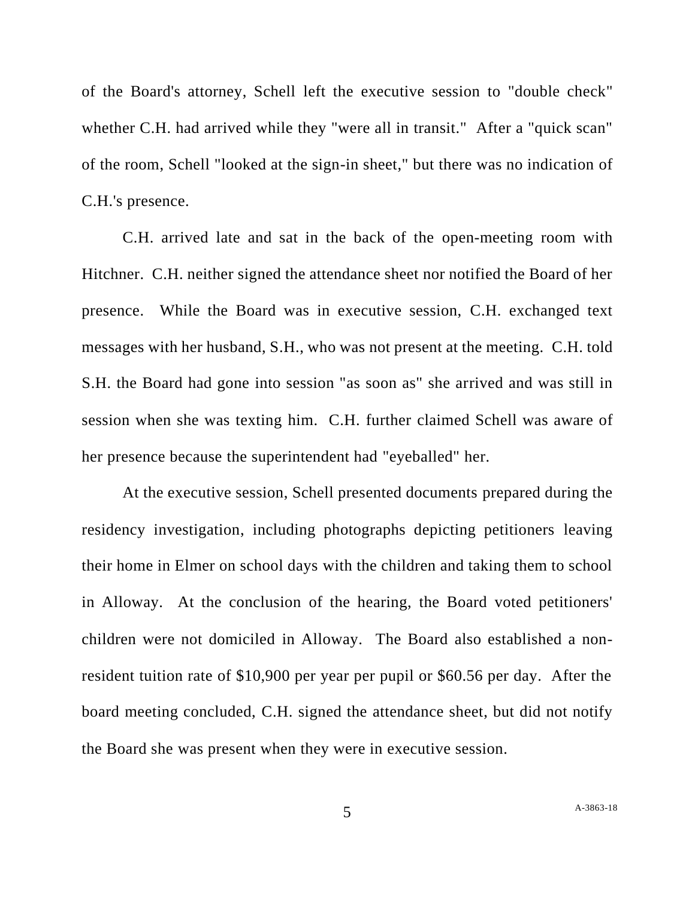of the Board's attorney, Schell left the executive session to "double check" whether C.H. had arrived while they "were all in transit." After a "quick scan" of the room, Schell "looked at the sign-in sheet," but there was no indication of C.H.'s presence.

C.H. arrived late and sat in the back of the open-meeting room with Hitchner. C.H. neither signed the attendance sheet nor notified the Board of her presence. While the Board was in executive session, C.H. exchanged text messages with her husband, S.H., who was not present at the meeting. C.H. told S.H. the Board had gone into session "as soon as" she arrived and was still in session when she was texting him. C.H. further claimed Schell was aware of her presence because the superintendent had "eyeballed" her.

At the executive session, Schell presented documents prepared during the residency investigation, including photographs depicting petitioners leaving their home in Elmer on school days with the children and taking them to school in Alloway. At the conclusion of the hearing, the Board voted petitioners' children were not domiciled in Alloway. The Board also established a non-resident tuition rate of $10,900 per year per pupil or $60.56 per day. After the board meeting concluded, C.H. signed the attendance sheet, but did not notify the Board she was present when they were in executive session.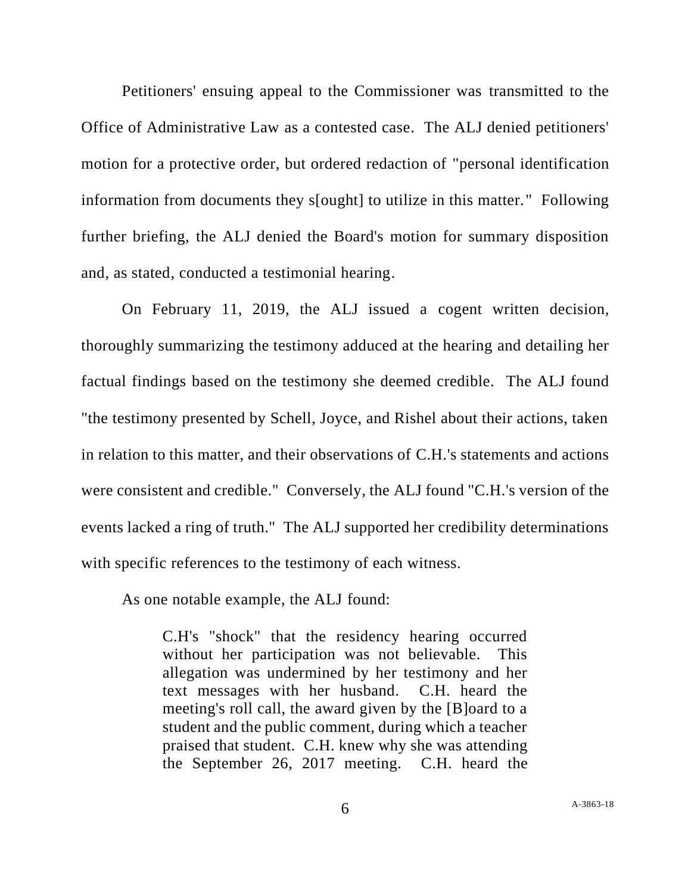Petitioners' ensuing appeal to the Commissioner was transmitted to the Office of Administrative Law as a contested case. The ALJ denied petitioners' motion for a protective order, but ordered redaction of "personal identification information from documents they s[ought] to utilize in this matter." Following further briefing, the ALJ denied the Board's motion for summary disposition and, as stated, conducted a testimonial hearing.

On February 11, 2019, the ALJ issued a cogent written decision, thoroughly summarizing the testimony adduced at the hearing and detailing her factual findings based on the testimony she deemed credible. The ALJ found "the testimony presented by Schell, Joyce, and Rishel about their actions, taken in relation to this matter, and their observations of C.H.'s statements and actions were consistent and credible." Conversely, the ALJ found "C.H.'s version of the events lacked a ring of truth." The ALJ supported her credibility determinations with specific references to the testimony of each witness.

As one notable example, the ALJ found:

> C.H's "shock" that the residency hearing occurred without her participation was not believable. This allegation was undermined by her testimony and her text messages with her husband. C.H. heard the meeting's roll call, the award given by the [B]oard to a student and the public comment, during which a teacher praised that student. C.H. knew why she was attending the September 26, 2017 meeting. C.H. heard the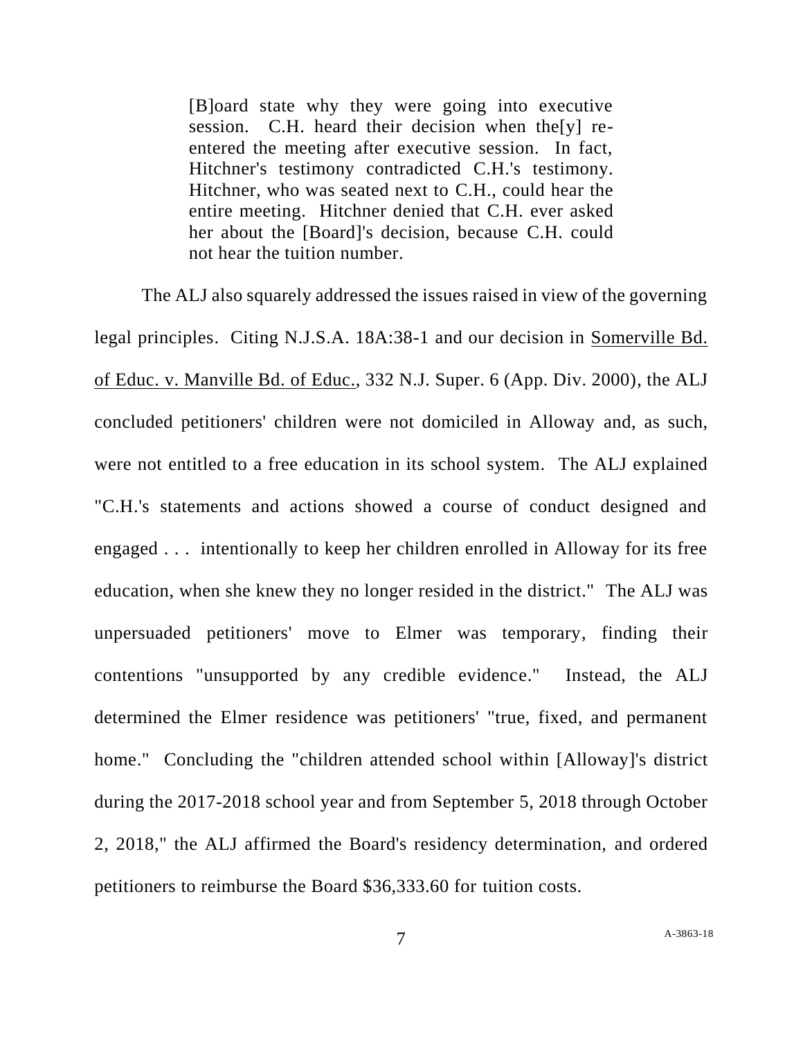> [B]oard state why they were going into executive session. C.H. heard their decision when the[y] re-entered the meeting after executive session. In fact, Hitchner's testimony contradicted C.H.'s testimony. Hitchner, who was seated next to C.H., could hear the entire meeting. Hitchner denied that C.H. ever asked her about the [Board]'s decision, because C.H. could not hear the tuition number.

The ALJ also squarely addressed the issues raised in view of the governing legal principles. Citing N.J.S.A. 18A:38-1 and our decision in Somerville Bd. of Educ. v. Manville Bd. of Educ., 332 N.J. Super. 6 (App. Div. 2000), the ALJ concluded petitioners' children were not domiciled in Alloway and, as such, were not entitled to a free education in its school system. The ALJ explained "C.H.'s statements and actions showed a course of conduct designed and engaged . . . intentionally to keep her children enrolled in Alloway for its free education, when she knew they no longer resided in the district." The ALJ was unpersuaded petitioners' move to Elmer was temporary, finding their contentions "unsupported by any credible evidence." Instead, the ALJ determined the Elmer residence was petitioners' "true, fixed, and permanent home." Concluding the "children attended school within [Alloway]'s district during the 2017-2018 school year and from September 5, 2018 through October 2, 2018," the ALJ affirmed the Board's residency determination, and ordered petitioners to reimburse the Board $36,333.60 for tuition costs.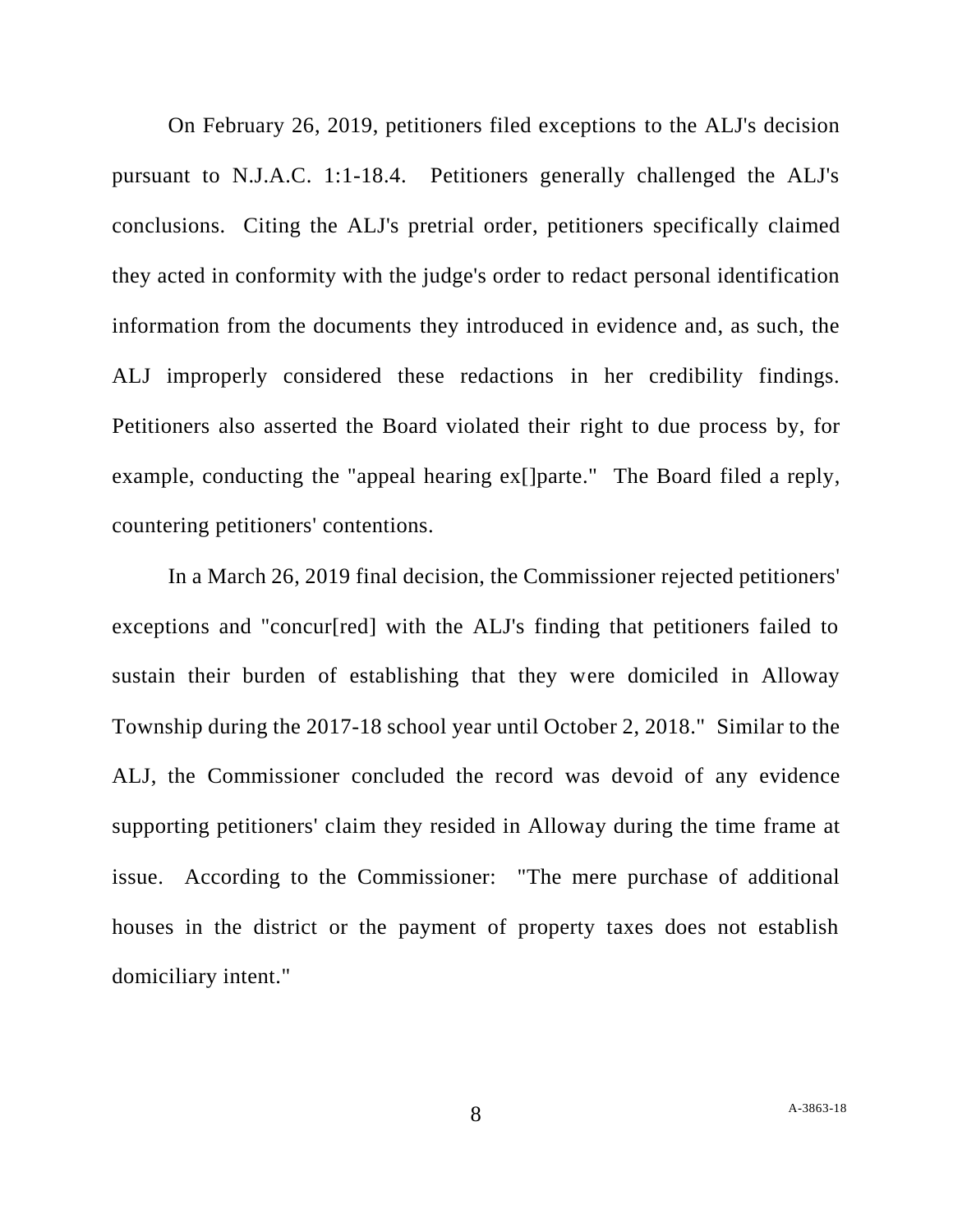On February 26, 2019, petitioners filed exceptions to the ALJ's decision pursuant to N.J.A.C. 1:1-18.4. Petitioners generally challenged the ALJ's conclusions. Citing the ALJ's pretrial order, petitioners specifically claimed they acted in conformity with the judge's order to redact personal identification information from the documents they introduced in evidence and, as such, the ALJ improperly considered these redactions in her credibility findings. Petitioners also asserted the Board violated their right to due process by, for example, conducting the "appeal hearing ex[]parte." The Board filed a reply, countering petitioners' contentions.

In a March 26, 2019 final decision, the Commissioner rejected petitioners' exceptions and "concur[red] with the ALJ's finding that petitioners failed to sustain their burden of establishing that they were domiciled in Alloway Township during the 2017-18 school year until October 2, 2018." Similar to the ALJ, the Commissioner concluded the record was devoid of any evidence supporting petitioners' claim they resided in Alloway during the time frame at issue. According to the Commissioner: "The mere purchase of additional houses in the district or the payment of property taxes does not establish domiciliary intent."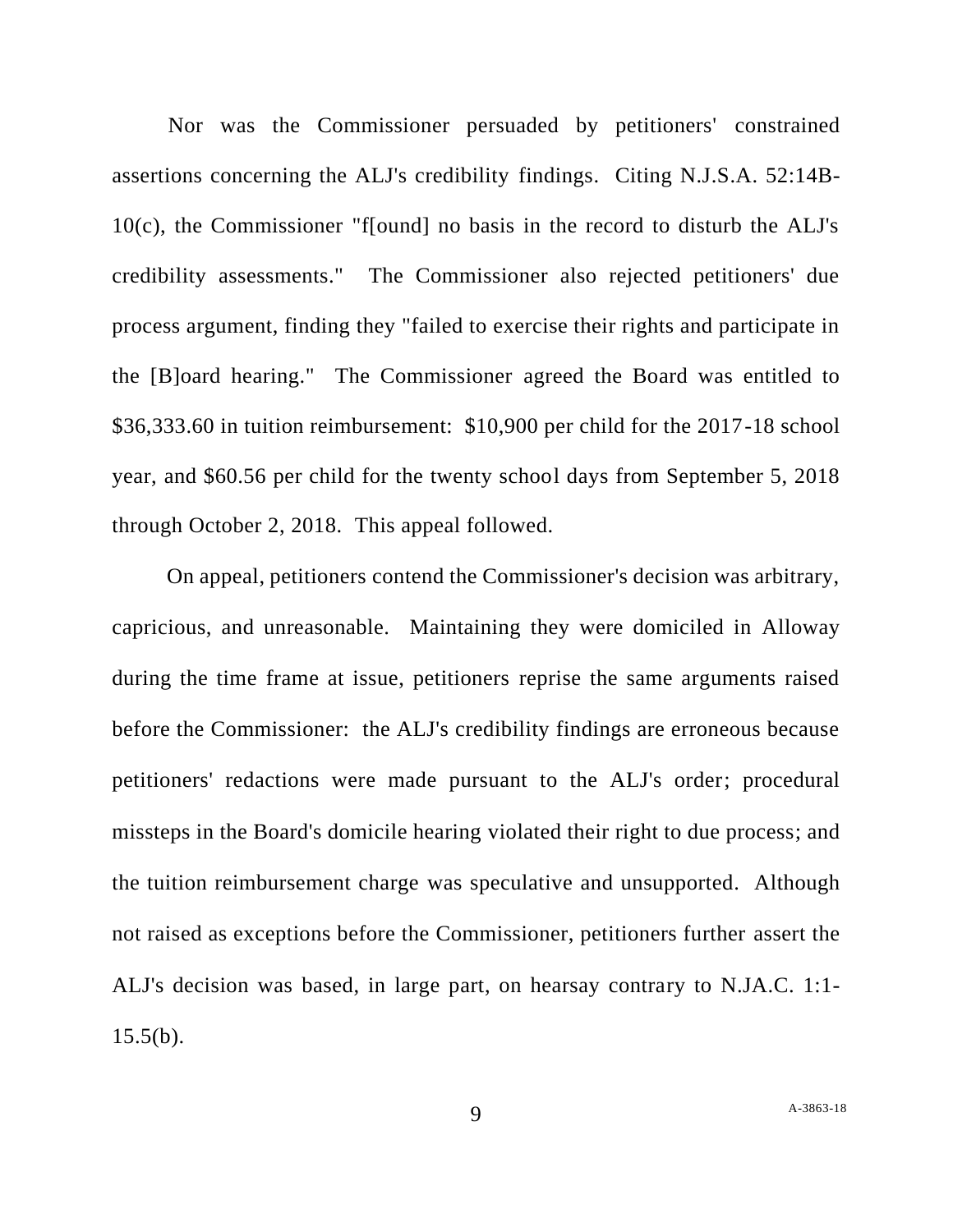Nor was the Commissioner persuaded by petitioners' constrained assertions concerning the ALJ's credibility findings. Citing N.J.S.A. 52:14B-10(c), the Commissioner "f[ound] no basis in the record to disturb the ALJ's credibility assessments." The Commissioner also rejected petitioners' due process argument, finding they "failed to exercise their rights and participate in the [B]oard hearing." The Commissioner agreed the Board was entitled to $36,333.60 in tuition reimbursement: $10,900 per child for the 2017-18 school year, and $60.56 per child for the twenty school days from September 5, 2018 through October 2, 2018. This appeal followed.

On appeal, petitioners contend the Commissioner's decision was arbitrary, capricious, and unreasonable. Maintaining they were domiciled in Alloway during the time frame at issue, petitioners reprise the same arguments raised before the Commissioner: the ALJ's credibility findings are erroneous because petitioners' redactions were made pursuant to the ALJ's order; procedural missteps in the Board's domicile hearing violated their right to due process; and the tuition reimbursement charge was speculative and unsupported. Although not raised as exceptions before the Commissioner, petitioners further assert the ALJ's decision was based, in large part, on hearsay contrary to N.JA.C. 1:1-15.5(b).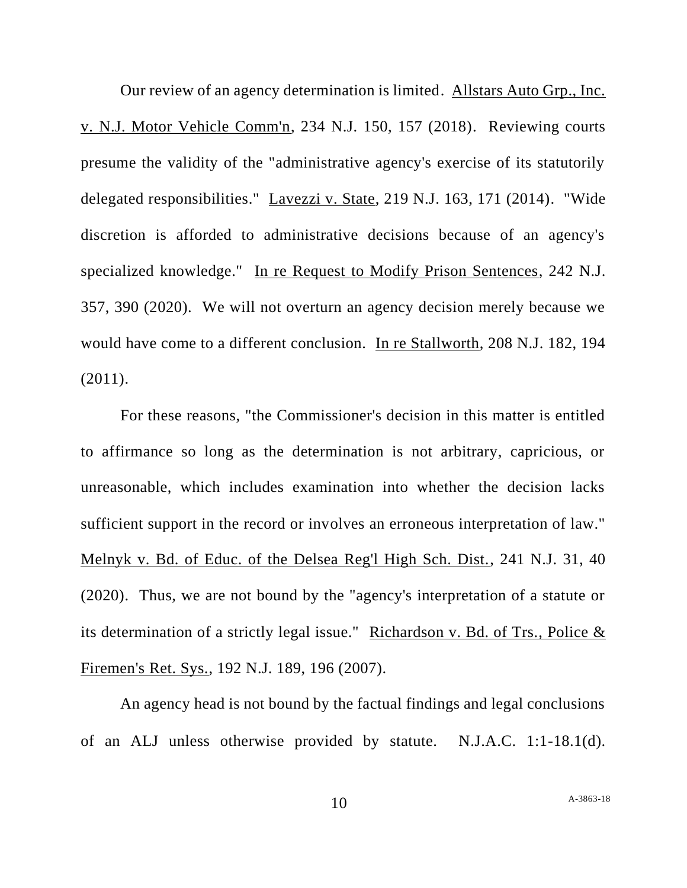Our review of an agency determination is limited. Allstars Auto Grp., Inc. v. N.J. Motor Vehicle Comm'n, 234 N.J. 150, 157 (2018). Reviewing courts presume the validity of the "administrative agency's exercise of its statutorily delegated responsibilities." Lavezzi v. State, 219 N.J. 163, 171 (2014). "Wide discretion is afforded to administrative decisions because of an agency's specialized knowledge." In re Request to Modify Prison Sentences, 242 N.J. 357, 390 (2020). We will not overturn an agency decision merely because we would have come to a different conclusion. In re Stallworth, 208 N.J. 182, 194 (2011).

For these reasons, "the Commissioner's decision in this matter is entitled to affirmance so long as the determination is not arbitrary, capricious, or unreasonable, which includes examination into whether the decision lacks sufficient support in the record or involves an erroneous interpretation of law." Melnyk v. Bd. of Educ. of the Delsea Reg'l High Sch. Dist., 241 N.J. 31, 40 (2020). Thus, we are not bound by the "agency's interpretation of a statute or its determination of a strictly legal issue." Richardson v. Bd. of Trs., Police & Firemen's Ret. Sys., 192 N.J. 189, 196 (2007).

An agency head is not bound by the factual findings and legal conclusions of an ALJ unless otherwise provided by statute. N.J.A.C. 1:1-18.1(d).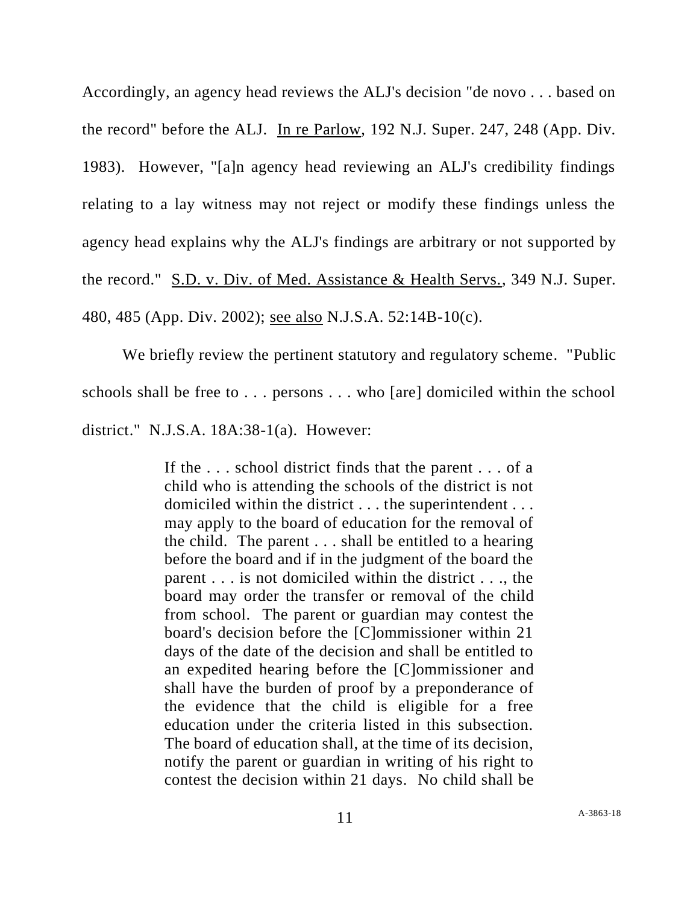Accordingly, an agency head reviews the ALJ's decision "de novo . . . based on the record" before the ALJ. In re Parlow, 192 N.J. Super. 247, 248 (App. Div. 1983). However, "[a]n agency head reviewing an ALJ's credibility findings relating to a lay witness may not reject or modify these findings unless the agency head explains why the ALJ's findings are arbitrary or not supported by the record." S.D. v. Div. of Med. Assistance & Health Servs., 349 N.J. Super. 480, 485 (App. Div. 2002); see also N.J.S.A. 52:14B-10(c).

We briefly review the pertinent statutory and regulatory scheme. "Public schools shall be free to . . . persons . . . who [are] domiciled within the school district." N.J.S.A. 18A:38-1(a). However:

> If the . . . school district finds that the parent . . . of a child who is attending the schools of the district is not domiciled within the district . . . the superintendent . . . may apply to the board of education for the removal of the child. The parent . . . shall be entitled to a hearing before the board and if in the judgment of the board the parent . . . is not domiciled within the district . . ., the board may order the transfer or removal of the child from school. The parent or guardian may contest the board's decision before the [C]ommissioner within 21 days of the date of the decision and shall be entitled to an expedited hearing before the [C]ommissioner and shall have the burden of proof by a preponderance of the evidence that the child is eligible for a free education under the criteria listed in this subsection. The board of education shall, at the time of its decision, notify the parent or guardian in writing of his right to contest the decision within 21 days. No child shall be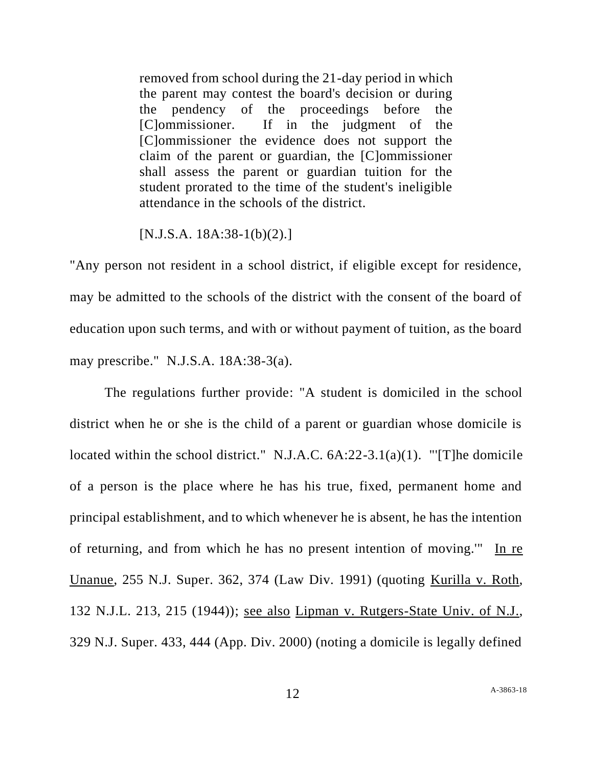> removed from school during the 21-day period in which the parent may contest the board's decision or during the pendency of the proceedings before the [C]ommissioner. If in the judgment of the [C]ommissioner the evidence does not support the claim of the parent or guardian, the [C]ommissioner shall assess the parent or guardian tuition for the student prorated to the time of the student's ineligible attendance in the schools of the district.
>
> [N.J.S.A. 18A:38-1(b)(2).]

"Any person not resident in a school district, if eligible except for residence, may be admitted to the schools of the district with the consent of the board of education upon such terms, and with or without payment of tuition, as the board may prescribe." N.J.S.A. 18A:38-3(a).

The regulations further provide: "A student is domiciled in the school district when he or she is the child of a parent or guardian whose domicile is located within the school district." N.J.A.C. 6A:22-3.1(a)(1). "'[T]he domicile of a person is the place where he has his true, fixed, permanent home and principal establishment, and to which whenever he is absent, he has the intention of returning, and from which he has no present intention of moving.'" In re Unanue, 255 N.J. Super. 362, 374 (Law Div. 1991) (quoting Kurilla v. Roth, 132 N.J.L. 213, 215 (1944)); see also Lipman v. Rutgers-State Univ. of N.J., 329 N.J. Super. 433, 444 (App. Div. 2000) (noting a domicile is legally defined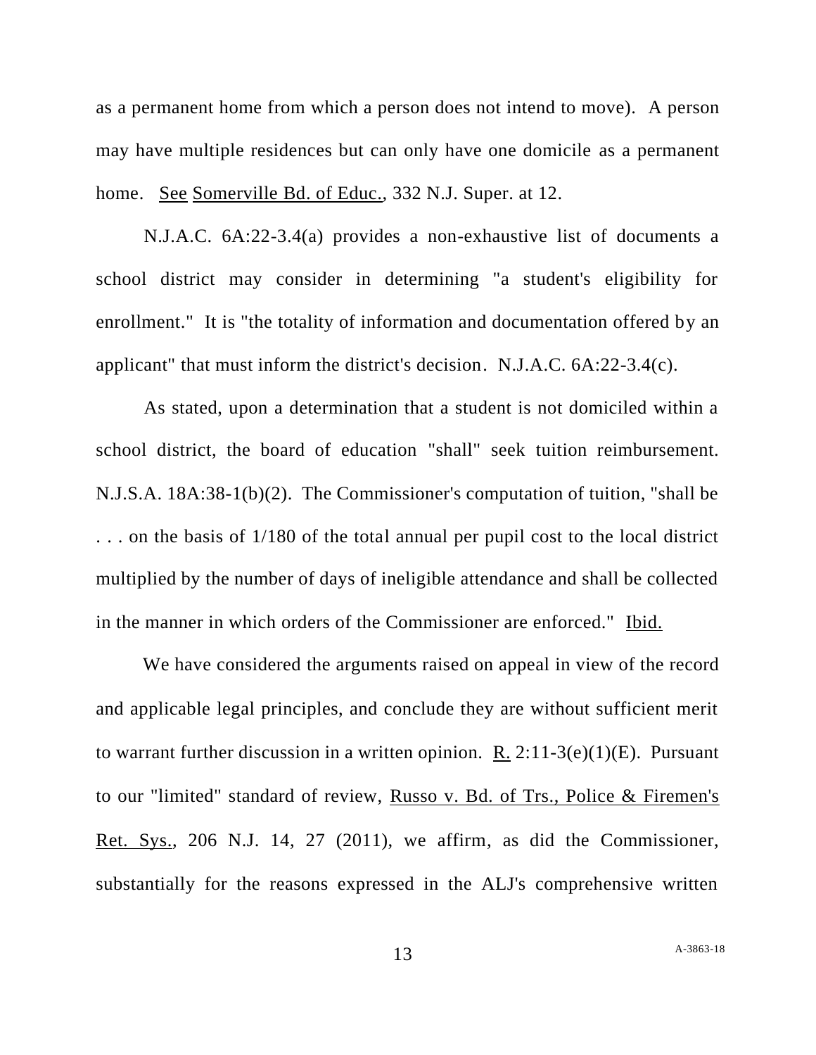as a permanent home from which a person does not intend to move). A person may have multiple residences but can only have one domicile as a permanent home. See Somerville Bd. of Educ., 332 N.J. Super. at 12.

N.J.A.C. 6A:22-3.4(a) provides a non-exhaustive list of documents a school district may consider in determining "a student's eligibility for enrollment." It is "the totality of information and documentation offered by an applicant" that must inform the district's decision. N.J.A.C. 6A:22-3.4(c).

As stated, upon a determination that a student is not domiciled within a school district, the board of education "shall" seek tuition reimbursement. N.J.S.A. 18A:38-1(b)(2). The Commissioner's computation of tuition, "shall be . . . on the basis of 1/180 of the total annual per pupil cost to the local district multiplied by the number of days of ineligible attendance and shall be collected in the manner in which orders of the Commissioner are enforced." Ibid.

We have considered the arguments raised on appeal in view of the record and applicable legal principles, and conclude they are without sufficient merit to warrant further discussion in a written opinion. R. 2:11-3(e)(1)(E). Pursuant to our "limited" standard of review, Russo v. Bd. of Trs., Police & Firemen's Ret. Sys., 206 N.J. 14, 27 (2011), we affirm, as did the Commissioner, substantially for the reasons expressed in the ALJ's comprehensive written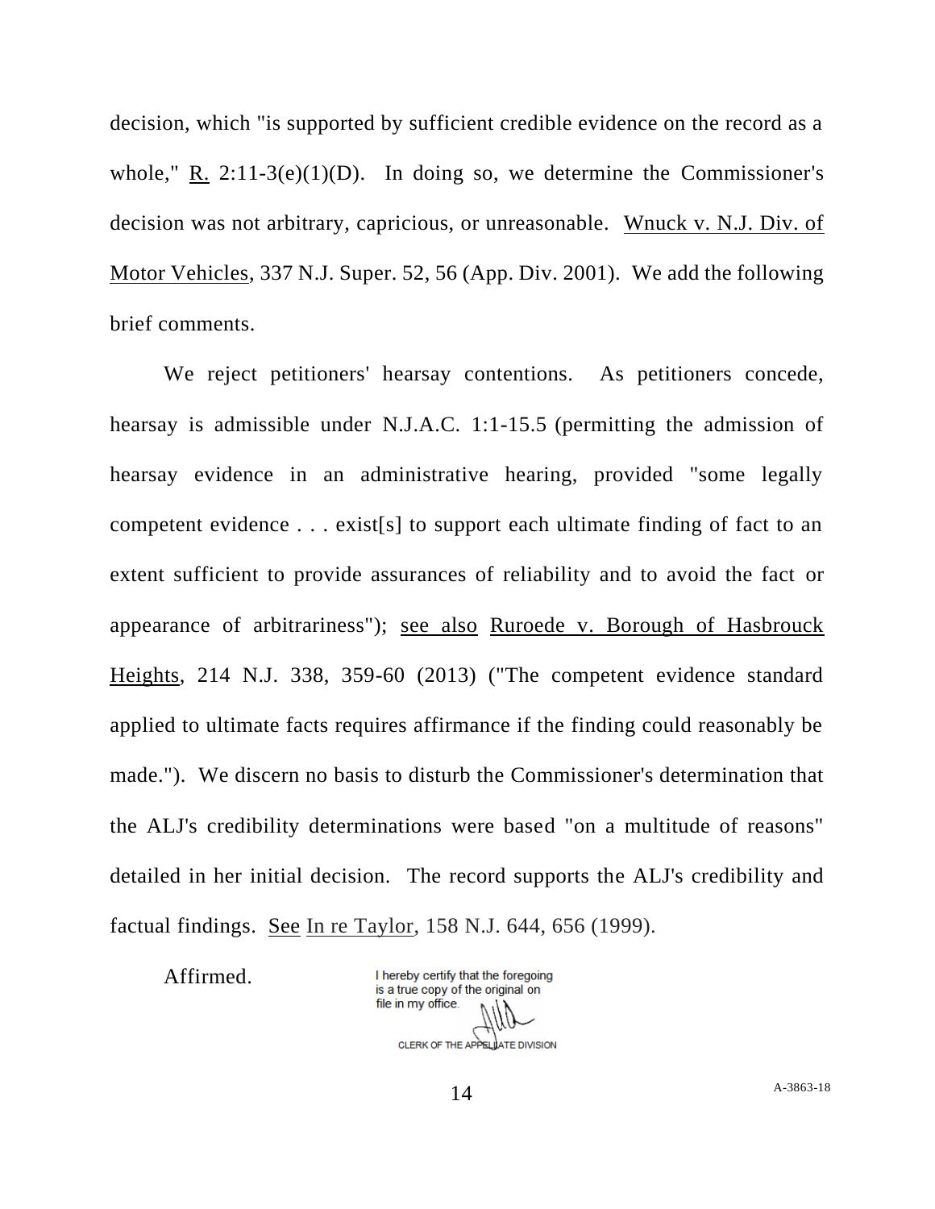decision, which "is supported by sufficient credible evidence on the record as a whole," R. 2:11-3(e)(1)(D). In doing so, we determine the Commissioner's decision was not arbitrary, capricious, or unreasonable. Wnuck v. N.J. Div. of Motor Vehicles, 337 N.J. Super. 52, 56 (App. Div. 2001). We add the following brief comments.

We reject petitioners' hearsay contentions. As petitioners concede, hearsay is admissible under N.J.A.C. 1:1-15.5 (permitting the admission of hearsay evidence in an administrative hearing, provided "some legally competent evidence . . . exist[s] to support each ultimate finding of fact to an extent sufficient to provide assurances of reliability and to avoid the fact or appearance of arbitrariness"); see also Ruroede v. Borough of Hasbrouck Heights, 214 N.J. 338, 359-60 (2013) ("The competent evidence standard applied to ultimate facts requires affirmance if the finding could reasonably be made."). We discern no basis to disturb the Commissioner's determination that the ALJ's credibility determinations were based "on a multitude of reasons" detailed in her initial decision. The record supports the ALJ's credibility and factual findings. See In re Taylor, 158 N.J. 644, 656 (1999).

Affirmed.

I hereby certify that the foregoing is a true copy of the original on file in my office.

CLERK OF THE APPELLATE DIVISION